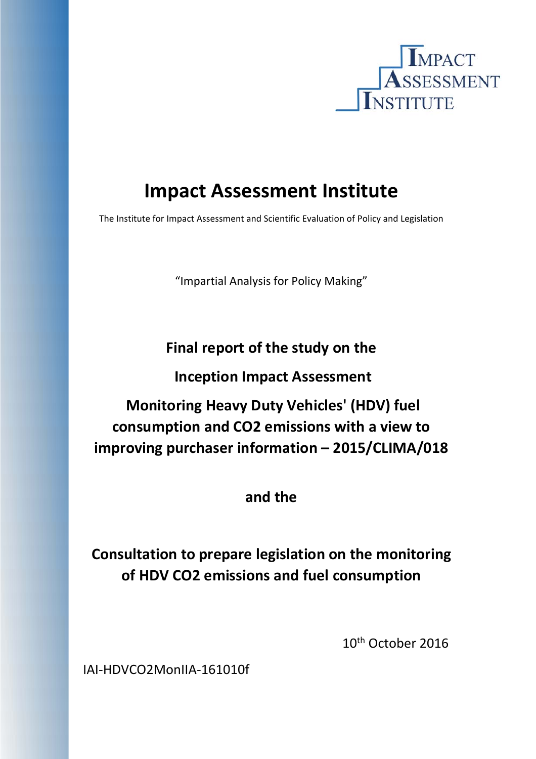# Impact Assessment Institute

The Institute for Impact Assessment and Scientific Evaluation of Policy and Legislation

"Impartial Analysis for Policy Making"

**Final report of the study on the**

**Inception Impact Assessment**

**Monitoring Heavy Duty Vehicles' (HDV) fuel consumption and CO2 emissions with a view to improving purchaser information – 2015/CLIMA/018**

**and the**

**Consultation to prepare legislation on the monitoring of HDV CO2 emissions and fuel consumption**

10th October 2016

IAI-HDVCO2MonIIA-161010f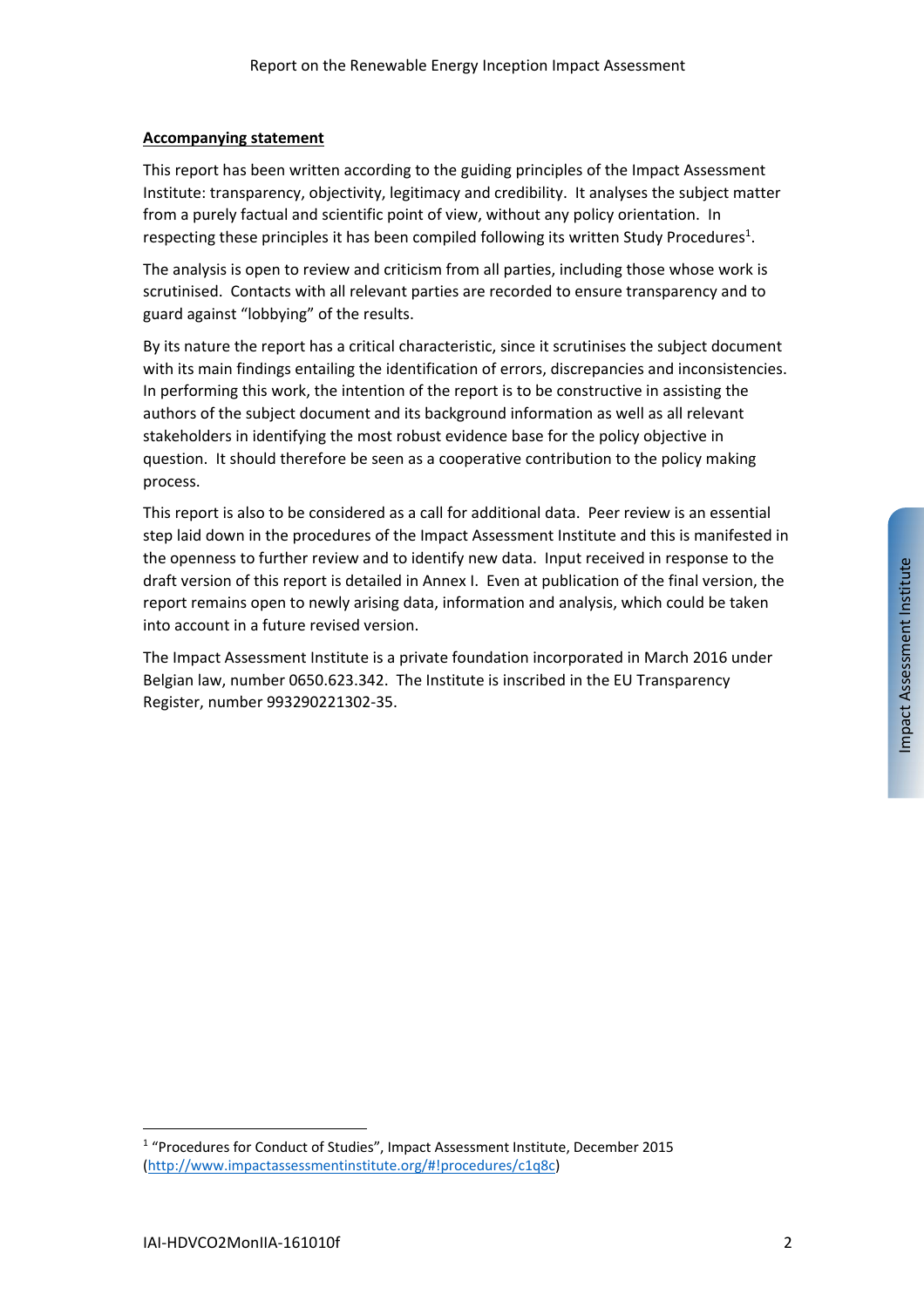**Accompanying statement**

This report has been written according to the guiding principles of the Impact Assessment Institute: transparency, objectivity, legitimacy and credibility. It analyses the subject matter from a purely factual and scientific point of view, without any policy orientation. In respecting these principles it has been compiled following its written Study Procedures[1].

The analysis is open to review and criticism from all parties, including those whose work is scrutinised. Contacts with all relevant parties are recorded to ensure transparency and to guard against "lobbying" of the results.

By its nature the report has a critical characteristic, since it scrutinises the subject document with its main findings entailing the identification of errors, discrepancies and inconsistencies. In performing this work, the intention of the report is to be constructive in assisting the authors of the subject document and its background information as well as all relevant stakeholders in identifying the most robust evidence base for the policy objective in question. It should therefore be seen as a cooperative contribution to the policy making process.

This report is also to be considered as a call for additional data. Peer review is an essential step laid down in the procedures of the Impact Assessment Institute and this is manifested in the openness to further review and to identify new data. Input received in response to the draft version of this report is detailed in Annex I. Even at publication of the final version, the report remains open to newly arising data, information and analysis, which could be taken into account in a future revised version.

The Impact Assessment Institute is a private foundation incorporated in March 2016 under Belgian law, number 0650.623.342. The Institute is inscribed in the EU Transparency Register, number 993290221302-35.

[1] "Procedures for Conduct of Studies", Impact Assessment Institute, December 2015 (http://www.impactassessmentinstitute.org/#!procedures/c1q8c)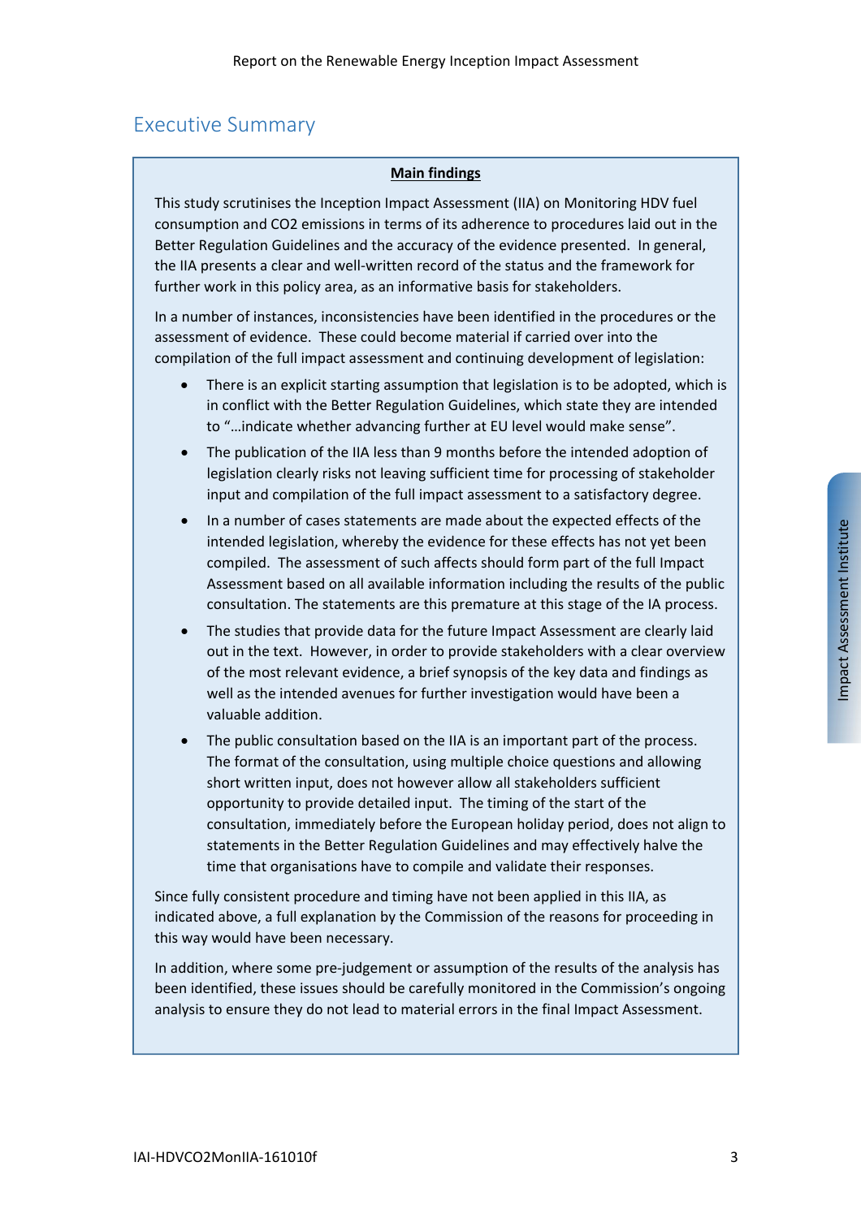# Executive Summary

**Main findings**

This study scrutinises the Inception Impact Assessment (IIA) on Monitoring HDV fuel consumption and CO2 emissions in terms of its adherence to procedures laid out in the Better Regulation Guidelines and the accuracy of the evidence presented. In general, the IIA presents a clear and well-written record of the status and the framework for further work in this policy area, as an informative basis for stakeholders.

In a number of instances, inconsistencies have been identified in the procedures or the assessment of evidence. These could become material if carried over into the compilation of the full impact assessment and continuing development of legislation:

- There is an explicit starting assumption that legislation is to be adopted, which is in conflict with the Better Regulation Guidelines, which state they are intended to "…indicate whether advancing further at EU level would make sense".
- The publication of the IIA less than 9 months before the intended adoption of legislation clearly risks not leaving sufficient time for processing of stakeholder input and compilation of the full impact assessment to a satisfactory degree.
- In a number of cases statements are made about the expected effects of the intended legislation, whereby the evidence for these effects has not yet been compiled. The assessment of such affects should form part of the full Impact Assessment based on all available information including the results of the public consultation. The statements are this premature at this stage of the IA process.
- The studies that provide data for the future Impact Assessment are clearly laid out in the text. However, in order to provide stakeholders with a clear overview of the most relevant evidence, a brief synopsis of the key data and findings as well as the intended avenues for further investigation would have been a valuable addition.
- The public consultation based on the IIA is an important part of the process. The format of the consultation, using multiple choice questions and allowing short written input, does not however allow all stakeholders sufficient opportunity to provide detailed input. The timing of the start of the consultation, immediately before the European holiday period, does not align to statements in the Better Regulation Guidelines and may effectively halve the time that organisations have to compile and validate their responses.

Since fully consistent procedure and timing have not been applied in this IIA, as indicated above, a full explanation by the Commission of the reasons for proceeding in this way would have been necessary.

In addition, where some pre-judgement or assumption of the results of the analysis has been identified, these issues should be carefully monitored in the Commission's ongoing analysis to ensure they do not lead to material errors in the final Impact Assessment.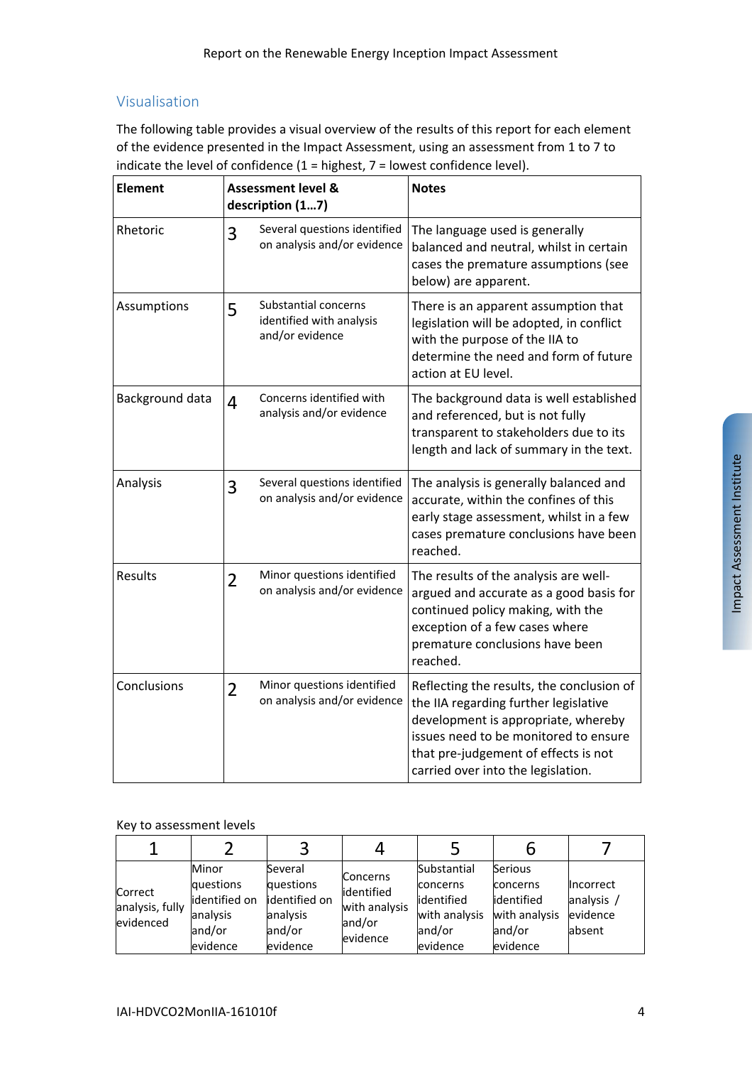## Visualisation

The following table provides a visual overview of the results of this report for each element of the evidence presented in the Impact Assessment, using an assessment from 1 to 7 to indicate the level of confidence (1 = highest, 7 = lowest confidence level).

| Element | Assessment level & description (1…7) | | Notes |
|---|---|---|---|
| Rhetoric | 3 | Several questions identified on analysis and/or evidence | The language used is generally balanced and neutral, whilst in certain cases the premature assumptions (see below) are apparent. |
| Assumptions | 5 | Substantial concerns identified with analysis and/or evidence | There is an apparent assumption that legislation will be adopted, in conflict with the purpose of the IIA to determine the need and form of future action at EU level. |
| Background data | 4 | Concerns identified with analysis and/or evidence | The background data is well established and referenced, but is not fully transparent to stakeholders due to its length and lack of summary in the text. |
| Analysis | 3 | Several questions identified on analysis and/or evidence | The analysis is generally balanced and accurate, within the confines of this early stage assessment, whilst in a few cases premature conclusions have been reached. |
| Results | 2 | Minor questions identified on analysis and/or evidence | The results of the analysis are well-argued and accurate as a good basis for continued policy making, with the exception of a few cases where premature conclusions have been reached. |
| Conclusions | 2 | Minor questions identified on analysis and/or evidence | Reflecting the results, the conclusion of the IIA regarding further legislative development is appropriate, whereby issues need to be monitored to ensure that pre-judgement of effects is not carried over into the legislation. |

Key to assessment levels

| 1 | 2 | 3 | 4 | 5 | 6 | 7 |
|---|---|---|---|---|---|---|
| Correct analysis, fully evidenced | Minor questions identified on analysis and/or evidence | Several questions identified on analysis and/or evidence | Concerns identified with analysis and/or evidence | Substantial concerns identified with analysis and/or evidence | Serious concerns identified with analysis and/or evidence | Incorrect analysis / evidence absent |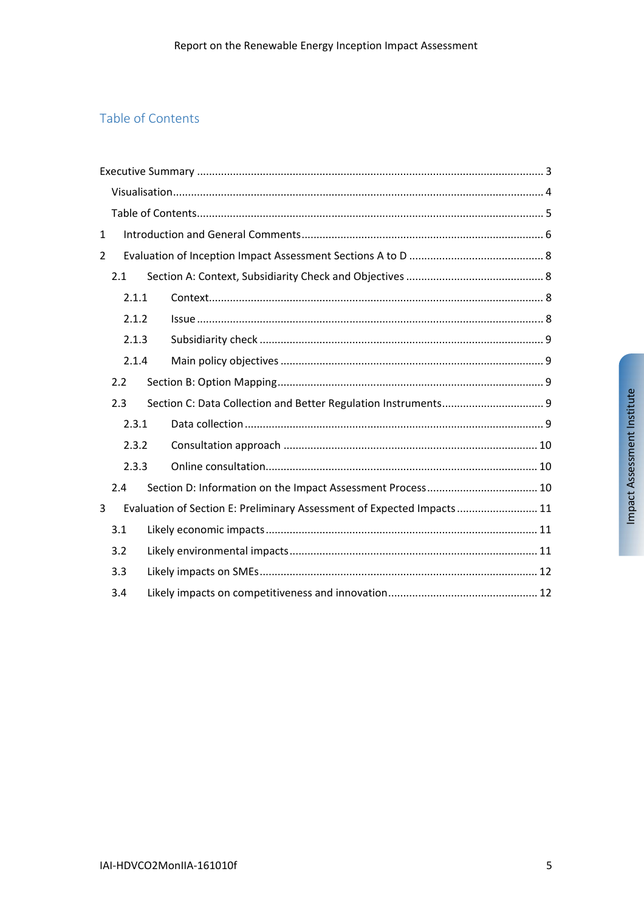## Table of Contents

Executive Summary ........ 3

- Visualisation ........ 4
- Table of Contents ........ 5

1 Introduction and General Comments ........ 6

2 Evaluation of Inception Impact Assessment Sections A to D ........ 8

- 2.1 Section A: Context, Subsidiarity Check and Objectives ........ 8
  - 2.1.1 Context ........ 8
  - 2.1.2 Issue ........ 8
  - 2.1.3 Subsidiarity check ........ 9
  - 2.1.4 Main policy objectives ........ 9
- 2.2 Section B: Option Mapping ........ 9
- 2.3 Section C: Data Collection and Better Regulation Instruments ........ 9
  - 2.3.1 Data collection ........ 9
  - 2.3.2 Consultation approach ........ 10
  - 2.3.3 Online consultation ........ 10
- 2.4 Section D: Information on the Impact Assessment Process ........ 10

3 Evaluation of Section E: Preliminary Assessment of Expected Impacts ........ 11

- 3.1 Likely economic impacts ........ 11
- 3.2 Likely environmental impacts ........ 11
- 3.3 Likely impacts on SMEs ........ 12
- 3.4 Likely impacts on competitiveness and innovation ........ 12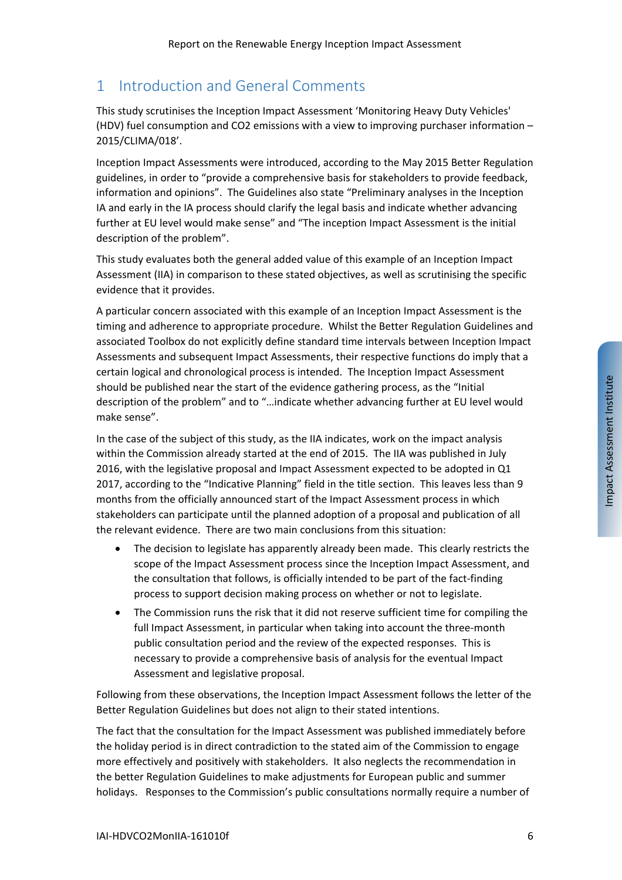# 1 Introduction and General Comments

This study scrutinises the Inception Impact Assessment 'Monitoring Heavy Duty Vehicles' (HDV) fuel consumption and CO2 emissions with a view to improving purchaser information – 2015/CLIMA/018'.

Inception Impact Assessments were introduced, according to the May 2015 Better Regulation guidelines, in order to "provide a comprehensive basis for stakeholders to provide feedback, information and opinions". The Guidelines also state "Preliminary analyses in the Inception IA and early in the IA process should clarify the legal basis and indicate whether advancing further at EU level would make sense" and "The inception Impact Assessment is the initial description of the problem".

This study evaluates both the general added value of this example of an Inception Impact Assessment (IIA) in comparison to these stated objectives, as well as scrutinising the specific evidence that it provides.

A particular concern associated with this example of an Inception Impact Assessment is the timing and adherence to appropriate procedure. Whilst the Better Regulation Guidelines and associated Toolbox do not explicitly define standard time intervals between Inception Impact Assessments and subsequent Impact Assessments, their respective functions do imply that a certain logical and chronological process is intended. The Inception Impact Assessment should be published near the start of the evidence gathering process, as the "Initial description of the problem" and to "…indicate whether advancing further at EU level would make sense".

In the case of the subject of this study, as the IIA indicates, work on the impact analysis within the Commission already started at the end of 2015. The IIA was published in July 2016, with the legislative proposal and Impact Assessment expected to be adopted in Q1 2017, according to the "Indicative Planning" field in the title section. This leaves less than 9 months from the officially announced start of the Impact Assessment process in which stakeholders can participate until the planned adoption of a proposal and publication of all the relevant evidence. There are two main conclusions from this situation:

- The decision to legislate has apparently already been made. This clearly restricts the scope of the Impact Assessment process since the Inception Impact Assessment, and the consultation that follows, is officially intended to be part of the fact-finding process to support decision making process on whether or not to legislate.
- The Commission runs the risk that it did not reserve sufficient time for compiling the full Impact Assessment, in particular when taking into account the three-month public consultation period and the review of the expected responses. This is necessary to provide a comprehensive basis of analysis for the eventual Impact Assessment and legislative proposal.

Following from these observations, the Inception Impact Assessment follows the letter of the Better Regulation Guidelines but does not align to their stated intentions.

The fact that the consultation for the Impact Assessment was published immediately before the holiday period is in direct contradiction to the stated aim of the Commission to engage more effectively and positively with stakeholders. It also neglects the recommendation in the better Regulation Guidelines to make adjustments for European public and summer holidays. Responses to the Commission's public consultations normally require a number of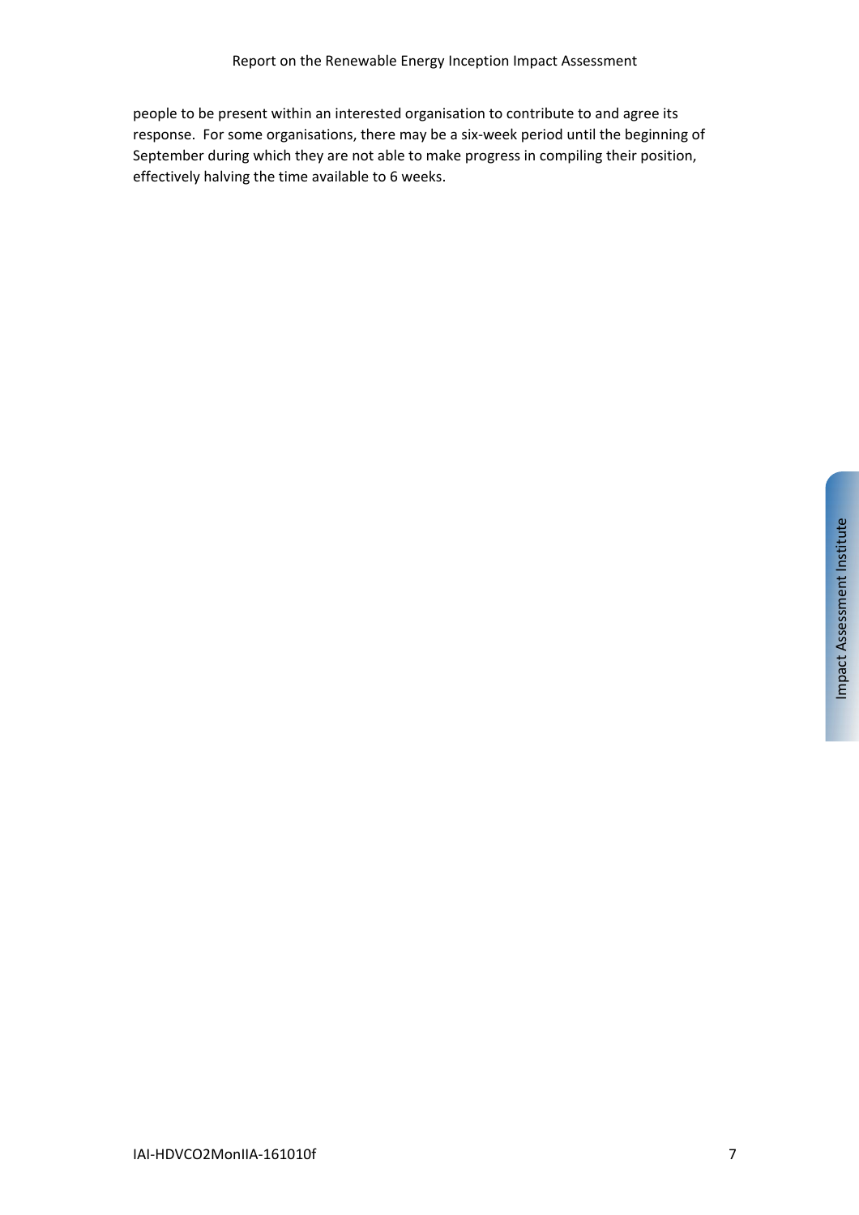people to be present within an interested organisation to contribute to and agree its response. For some organisations, there may be a six-week period until the beginning of September during which they are not able to make progress in compiling their position, effectively halving the time available to 6 weeks.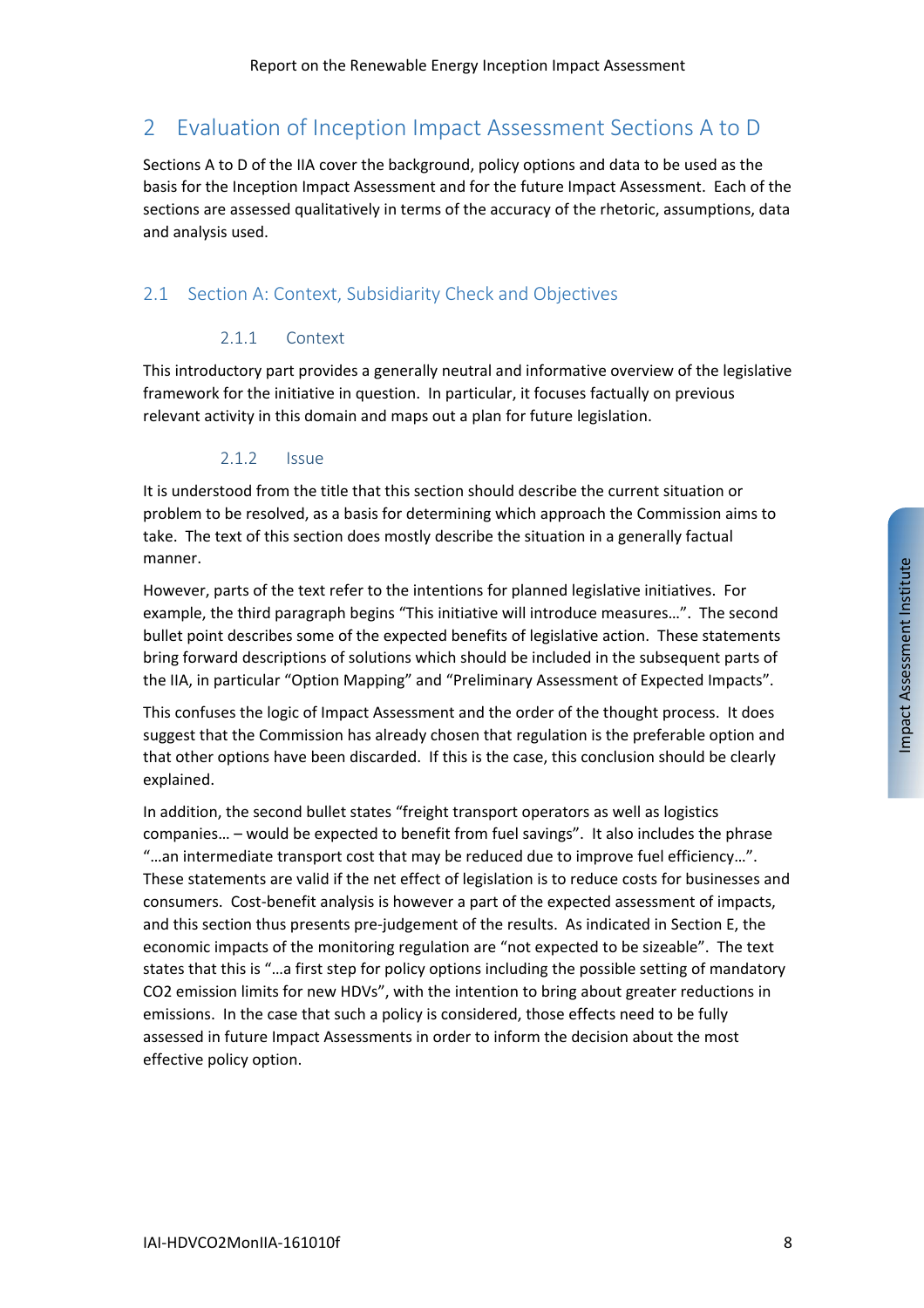# 2 Evaluation of Inception Impact Assessment Sections A to D

Sections A to D of the IIA cover the background, policy options and data to be used as the basis for the Inception Impact Assessment and for the future Impact Assessment. Each of the sections are assessed qualitatively in terms of the accuracy of the rhetoric, assumptions, data and analysis used.

## 2.1 Section A: Context, Subsidiarity Check and Objectives

### 2.1.1 Context

This introductory part provides a generally neutral and informative overview of the legislative framework for the initiative in question. In particular, it focuses factually on previous relevant activity in this domain and maps out a plan for future legislation.

### 2.1.2 Issue

It is understood from the title that this section should describe the current situation or problem to be resolved, as a basis for determining which approach the Commission aims to take. The text of this section does mostly describe the situation in a generally factual manner.

However, parts of the text refer to the intentions for planned legislative initiatives. For example, the third paragraph begins "This initiative will introduce measures…". The second bullet point describes some of the expected benefits of legislative action. These statements bring forward descriptions of solutions which should be included in the subsequent parts of the IIA, in particular "Option Mapping" and "Preliminary Assessment of Expected Impacts".

This confuses the logic of Impact Assessment and the order of the thought process. It does suggest that the Commission has already chosen that regulation is the preferable option and that other options have been discarded. If this is the case, this conclusion should be clearly explained.

In addition, the second bullet states "freight transport operators as well as logistics companies… – would be expected to benefit from fuel savings". It also includes the phrase "…an intermediate transport cost that may be reduced due to improve fuel efficiency…". These statements are valid if the net effect of legislation is to reduce costs for businesses and consumers. Cost-benefit analysis is however a part of the expected assessment of impacts, and this section thus presents pre-judgement of the results. As indicated in Section E, the economic impacts of the monitoring regulation are "not expected to be sizeable". The text states that this is "…a first step for policy options including the possible setting of mandatory $CO_2$ emission limits for new HDVs", with the intention to bring about greater reductions in emissions. In the case that such a policy is considered, those effects need to be fully assessed in future Impact Assessments in order to inform the decision about the most effective policy option.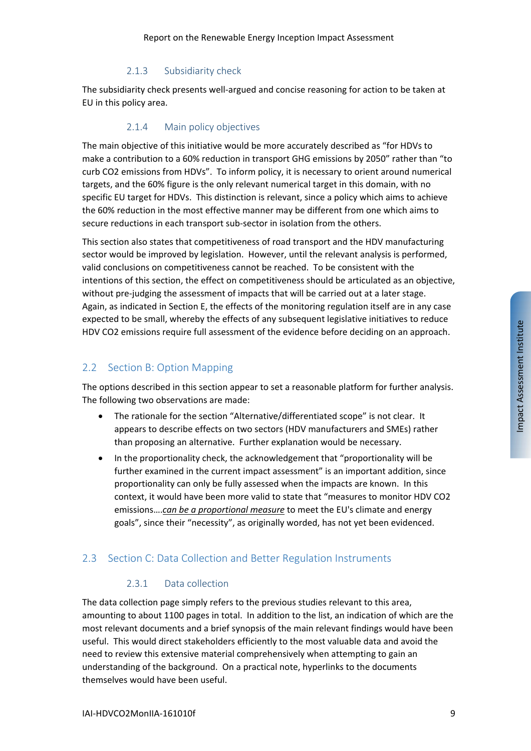### 2.1.3 Subsidiarity check

The subsidiarity check presents well-argued and concise reasoning for action to be taken at EU in this policy area.

### 2.1.4 Main policy objectives

The main objective of this initiative would be more accurately described as "for HDVs to make a contribution to a 60% reduction in transport GHG emissions by 2050" rather than "to curb $CO_2$ emissions from HDVs". To inform policy, it is necessary to orient around numerical targets, and the 60% figure is the only relevant numerical target in this domain, with no specific EU target for HDVs. This distinction is relevant, since a policy which aims to achieve the 60% reduction in the most effective manner may be different from one which aims to secure reductions in each transport sub-sector in isolation from the others.

This section also states that competitiveness of road transport and the HDV manufacturing sector would be improved by legislation. However, until the relevant analysis is performed, valid conclusions on competitiveness cannot be reached. To be consistent with the intentions of this section, the effect on competitiveness should be articulated as an objective, without pre-judging the assessment of impacts that will be carried out at a later stage. Again, as indicated in Section E, the effects of the monitoring regulation itself are in any case expected to be small, whereby the effects of any subsequent legislative initiatives to reduce HDV $CO_2$ emissions require full assessment of the evidence before deciding on an approach.

## 2.2 Section B: Option Mapping

The options described in this section appear to set a reasonable platform for further analysis. The following two observations are made:

- The rationale for the section "Alternative/differentiated scope" is not clear. It appears to describe effects on two sectors (HDV manufacturers and SMEs) rather than proposing an alternative. Further explanation would be necessary.
- In the proportionality check, the acknowledgement that "proportionality will be further examined in the current impact assessment" is an important addition, since proportionality can only be fully assessed when the impacts are known. In this context, it would have been more valid to state that "measures to monitor HDV $CO_2$ emissions….*can be a proportional measure* to meet the EU's climate and energy goals", since their "necessity", as originally worded, has not yet been evidenced.

## 2.3 Section C: Data Collection and Better Regulation Instruments

### 2.3.1 Data collection

The data collection page simply refers to the previous studies relevant to this area, amounting to about 1100 pages in total. In addition to the list, an indication of which are the most relevant documents and a brief synopsis of the main relevant findings would have been useful. This would direct stakeholders efficiently to the most valuable data and avoid the need to review this extensive material comprehensively when attempting to gain an understanding of the background. On a practical note, hyperlinks to the documents themselves would have been useful.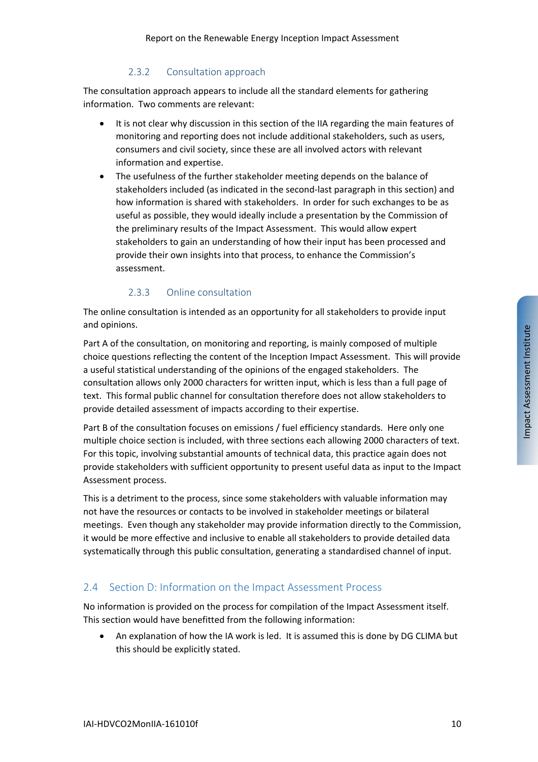### 2.3.2 Consultation approach

The consultation approach appears to include all the standard elements for gathering information. Two comments are relevant:

- It is not clear why discussion in this section of the IIA regarding the main features of monitoring and reporting does not include additional stakeholders, such as users, consumers and civil society, since these are all involved actors with relevant information and expertise.
- The usefulness of the further stakeholder meeting depends on the balance of stakeholders included (as indicated in the second-last paragraph in this section) and how information is shared with stakeholders. In order for such exchanges to be as useful as possible, they would ideally include a presentation by the Commission of the preliminary results of the Impact Assessment. This would allow expert stakeholders to gain an understanding of how their input has been processed and provide their own insights into that process, to enhance the Commission's assessment.

### 2.3.3 Online consultation

The online consultation is intended as an opportunity for all stakeholders to provide input and opinions.

Part A of the consultation, on monitoring and reporting, is mainly composed of multiple choice questions reflecting the content of the Inception Impact Assessment. This will provide a useful statistical understanding of the opinions of the engaged stakeholders. The consultation allows only 2000 characters for written input, which is less than a full page of text. This formal public channel for consultation therefore does not allow stakeholders to provide detailed assessment of impacts according to their expertise.

Part B of the consultation focuses on emissions / fuel efficiency standards. Here only one multiple choice section is included, with three sections each allowing 2000 characters of text. For this topic, involving substantial amounts of technical data, this practice again does not provide stakeholders with sufficient opportunity to present useful data as input to the Impact Assessment process.

This is a detriment to the process, since some stakeholders with valuable information may not have the resources or contacts to be involved in stakeholder meetings or bilateral meetings. Even though any stakeholder may provide information directly to the Commission, it would be more effective and inclusive to enable all stakeholders to provide detailed data systematically through this public consultation, generating a standardised channel of input.

## 2.4 Section D: Information on the Impact Assessment Process

No information is provided on the process for compilation of the Impact Assessment itself. This section would have benefitted from the following information:

- An explanation of how the IA work is led. It is assumed this is done by DG CLIMA but this should be explicitly stated.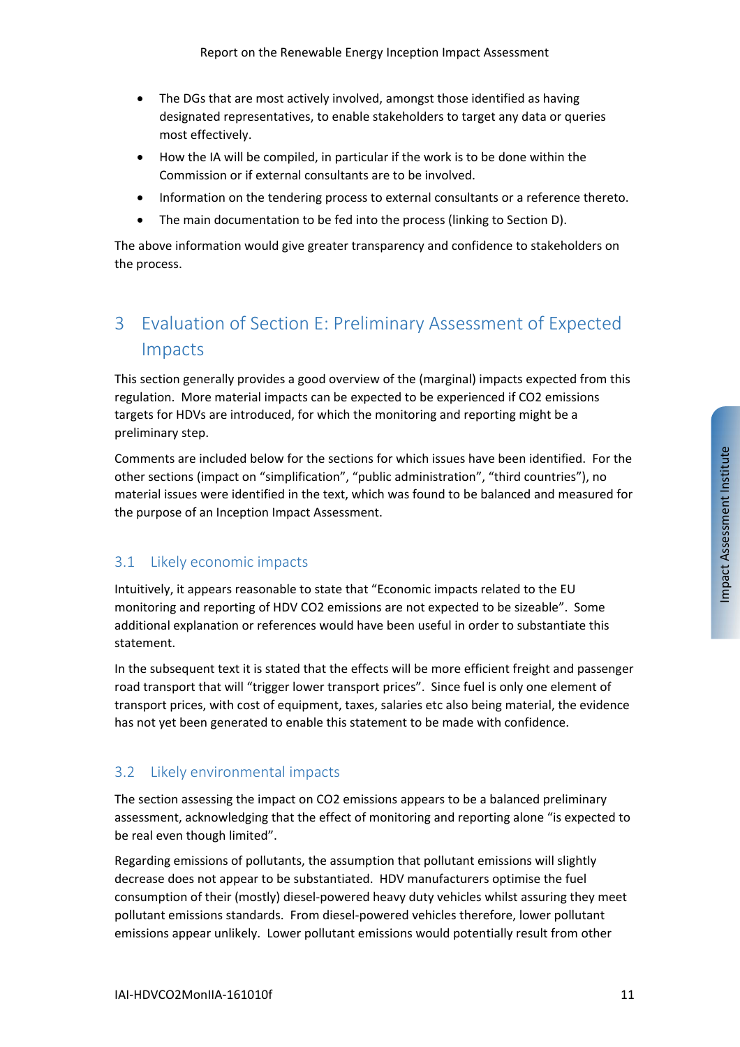- The DGs that are most actively involved, amongst those identified as having designated representatives, to enable stakeholders to target any data or queries most effectively.
- How the IA will be compiled, in particular if the work is to be done within the Commission or if external consultants are to be involved.
- Information on the tendering process to external consultants or a reference thereto.
- The main documentation to be fed into the process (linking to Section D).

The above information would give greater transparency and confidence to stakeholders on the process.

# 3 Evaluation of Section E: Preliminary Assessment of Expected Impacts

This section generally provides a good overview of the (marginal) impacts expected from this regulation. More material impacts can be expected to be experienced if $CO_2$ emissions targets for HDVs are introduced, for which the monitoring and reporting might be a preliminary step.

Comments are included below for the sections for which issues have been identified. For the other sections (impact on "simplification", "public administration", "third countries"), no material issues were identified in the text, which was found to be balanced and measured for the purpose of an Inception Impact Assessment.

## 3.1 Likely economic impacts

Intuitively, it appears reasonable to state that "Economic impacts related to the EU monitoring and reporting of HDV $CO_2$ emissions are not expected to be sizeable". Some additional explanation or references would have been useful in order to substantiate this statement.

In the subsequent text it is stated that the effects will be more efficient freight and passenger road transport that will "trigger lower transport prices". Since fuel is only one element of transport prices, with cost of equipment, taxes, salaries etc also being material, the evidence has not yet been generated to enable this statement to be made with confidence.

## 3.2 Likely environmental impacts

The section assessing the impact on $CO_2$ emissions appears to be a balanced preliminary assessment, acknowledging that the effect of monitoring and reporting alone "is expected to be real even though limited".

Regarding emissions of pollutants, the assumption that pollutant emissions will slightly decrease does not appear to be substantiated. HDV manufacturers optimise the fuel consumption of their (mostly) diesel-powered heavy duty vehicles whilst assuring they meet pollutant emissions standards. From diesel-powered vehicles therefore, lower pollutant emissions appear unlikely. Lower pollutant emissions would potentially result from other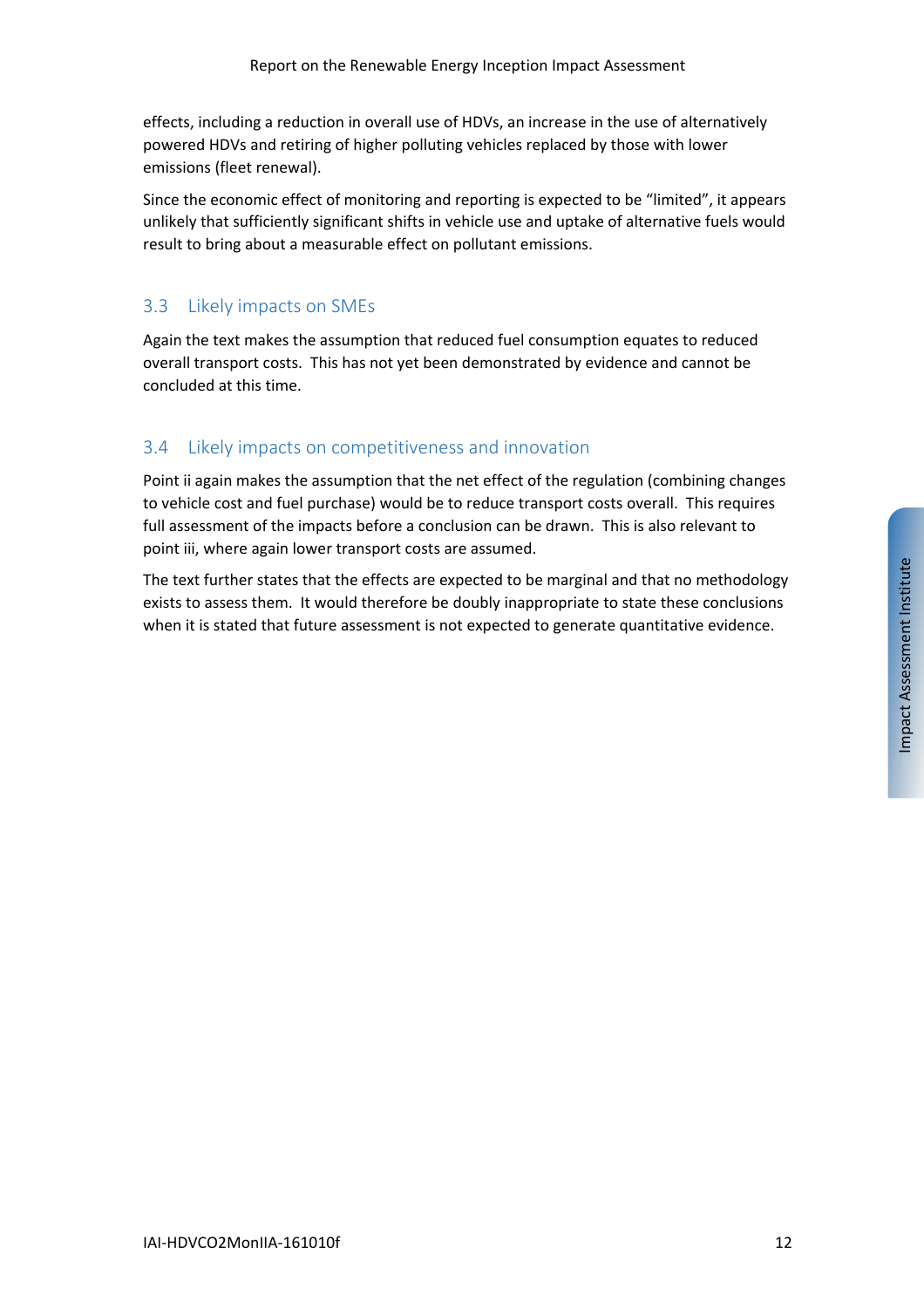effects, including a reduction in overall use of HDVs, an increase in the use of alternatively powered HDVs and retiring of higher polluting vehicles replaced by those with lower emissions (fleet renewal).

Since the economic effect of monitoring and reporting is expected to be "limited", it appears unlikely that sufficiently significant shifts in vehicle use and uptake of alternative fuels would result to bring about a measurable effect on pollutant emissions.

## 3.3 Likely impacts on SMEs

Again the text makes the assumption that reduced fuel consumption equates to reduced overall transport costs. This has not yet been demonstrated by evidence and cannot be concluded at this time.

## 3.4 Likely impacts on competitiveness and innovation

Point ii again makes the assumption that the net effect of the regulation (combining changes to vehicle cost and fuel purchase) would be to reduce transport costs overall. This requires full assessment of the impacts before a conclusion can be drawn. This is also relevant to point iii, where again lower transport costs are assumed.

The text further states that the effects are expected to be marginal and that no methodology exists to assess them. It would therefore be doubly inappropriate to state these conclusions when it is stated that future assessment is not expected to generate quantitative evidence.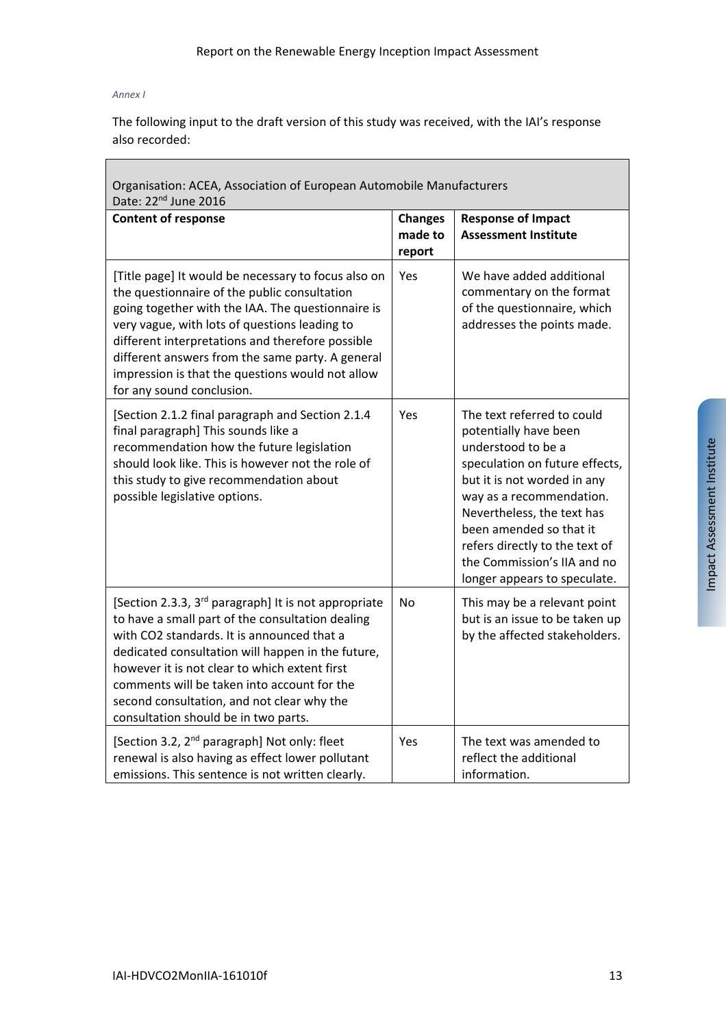*Annex I*

The following input to the draft version of this study was received, with the IAI's response also recorded:

| Organisation: ACEA, Association of European Automobile Manufacturers<br>Date: 22nd June 2016 | | |
|---|---|---|
| **Content of response** | **Changes made to report** | **Response of Impact Assessment Institute** |
| [Title page] It would be necessary to focus also on the questionnaire of the public consultation going together with the IAA. The questionnaire is very vague, with lots of questions leading to different interpretations and therefore possible different answers from the same party. A general impression is that the questions would not allow for any sound conclusion. | Yes | We have added additional commentary on the format of the questionnaire, which addresses the points made. |
| [Section 2.1.2 final paragraph and Section 2.1.4 final paragraph] This sounds like a recommendation how the future legislation should look like. This is however not the role of this study to give recommendation about possible legislative options. | Yes | The text referred to could potentially have been understood to be a speculation on future effects, but it is not worded in any way as a recommendation. Nevertheless, the text has been amended so that it refers directly to the text of the Commission's IIA and no longer appears to speculate. |
| [Section 2.3.3, 3rd paragraph] It is not appropriate to have a small part of the consultation dealing with CO2 standards. It is announced that a dedicated consultation will happen in the future, however it is not clear to which extent first comments will be taken into account for the second consultation, and not clear why the consultation should be in two parts. | No | This may be a relevant point but is an issue to be taken up by the affected stakeholders. |
| [Section 3.2, 2nd paragraph] Not only: fleet renewal is also having as effect lower pollutant emissions. This sentence is not written clearly. | Yes | The text was amended to reflect the additional information. |